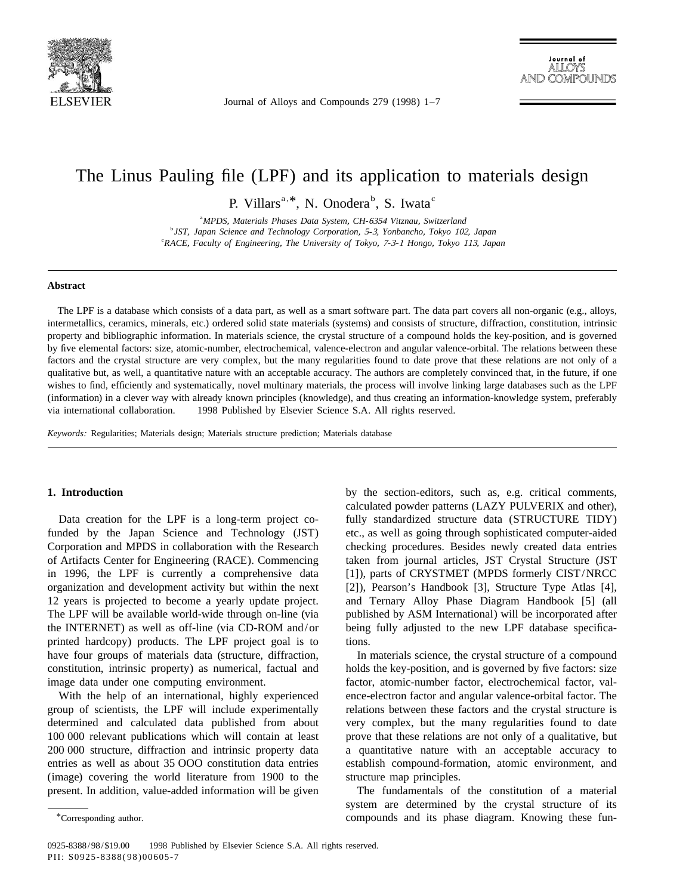# The Linus Pauling file (LPF) and its application to materials design

P. Villars[a,*], N. Onodera[b], S. Iwata[c]

[a] *MPDS, Materials Phases Data System, CH-6354 Vitznau, Switzerland*
[b] *JST, Japan Science and Technology Corporation, 5-3, Yonbancho, Tokyo 102, Japan*
[c] *RACE, Faculty of Engineering, The University of Tokyo, 7-3-1 Hongo, Tokyo 113, Japan*

---

## Abstract

The LPF is a database which consists of a data part, as well as a smart software part. The data part covers all non-organic (e.g., alloys, intermetallics, ceramics, minerals, etc.) ordered solid state materials (systems) and consists of structure, diffraction, constitution, intrinsic property and bibliographic information. In materials science, the crystal structure of a compound holds the key-position, and is governed by five elemental factors: size, atomic-number, electrochemical, valence-electron and angular valence-orbital. The relations between these factors and the crystal structure are very complex, but the many regularities found to date prove that these relations are not only of a qualitative but, as well, a quantitative nature with an acceptable accuracy. The authors are completely convinced that, in the future, if one wishes to find, efficiently and systematically, novel multinary materials, the process will involve linking large databases such as the LPF (information) in a clever way with already known principles (knowledge), and thus creating an information-knowledge system, preferably via international collaboration. © 1998 Published by Elsevier Science S.A. All rights reserved.

*Keywords:* Regularities; Materials design; Materials structure prediction; Materials database

---

## 1. Introduction

Data creation for the LPF is a long-term project co-funded by the Japan Science and Technology (JST) Corporation and MPDS in collaboration with the Research of Artifacts Center for Engineering (RACE). Commencing in 1996, the LPF is currently a comprehensive data organization and development activity but within the next 12 years is projected to become a yearly update project. The LPF will be available world-wide through on-line (via the INTERNET) as well as off-line (via CD-ROM and/or printed hardcopy) products. The LPF project goal is to have four groups of materials data (structure, diffraction, constitution, intrinsic property) as numerical, factual and image data under one computing environment.

With the help of an international, highly experienced group of scientists, the LPF will include experimentally determined and calculated data published from about 100 000 relevant publications which will contain at least 200 000 structure, diffraction and intrinsic property data entries as well as about 35 OOO constitution data entries (image) covering the world literature from 1900 to the present. In addition, value-added information will be given by the section-editors, such as, e.g. critical comments, calculated powder patterns (LAZY PULVERIX and other), fully standardized structure data (STRUCTURE TIDY) etc., as well as going through sophisticated computer-aided checking procedures. Besides newly created data entries taken from journal articles, JST Crystal Structure (JST [1]), parts of CRYSTMET (MPDS formerly CIST/NRCC [2]), Pearson's Handbook [3], Structure Type Atlas [4], and Ternary Alloy Phase Diagram Handbook [5] (all published by ASM International) will be incorporated after being fully adjusted to the new LPF database specifications.

In materials science, the crystal structure of a compound holds the key-position, and is governed by five factors: size factor, atomic-number factor, electrochemical factor, valence-electron factor and angular valence-orbital factor. The relations between these factors and the crystal structure is very complex, but the many regularities found to date prove that these relations are not only of a qualitative, but a quantitative nature with an acceptable accuracy to establish compound-formation, atomic environment, and structure map principles.

The fundamentals of the constitution of a material system are determined by the crystal structure of its compounds and its phase diagram. Knowing these fun-

*Corresponding author.

0925-8388/98/$19.00 © 1998 Published by Elsevier Science S.A. All rights reserved.
PII: S0925-8388(98)00605-7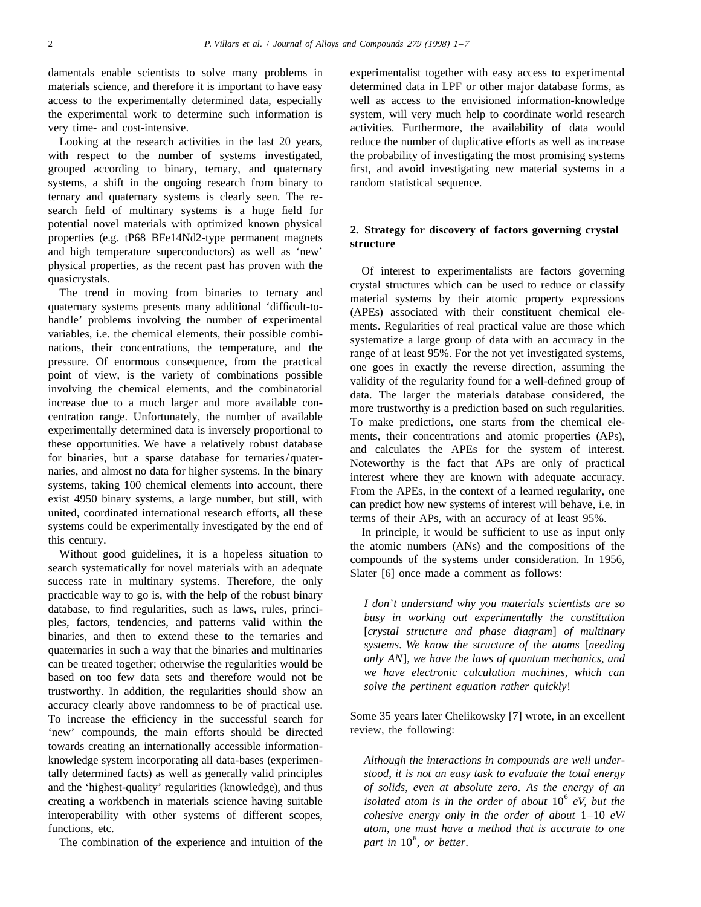damentals enable scientists to solve many problems in materials science, and therefore it is important to have easy access to the experimentally determined data, especially the experimental work to determine such information is very time- and cost-intensive.

Looking at the research activities in the last 20 years, with respect to the number of systems investigated, grouped according to binary, ternary, and quaternary systems, a shift in the ongoing research from binary to ternary and quaternary systems is clearly seen. The research field of multinary systems is a huge field for potential novel materials with optimized known physical properties (e.g. tP68 $BFe_{14}Nd_2$-type permanent magnets and high temperature superconductors) as well as 'new' physical properties, as the recent past has proven with the quasicrystals.

The trend in moving from binaries to ternary and quaternary systems presents many additional 'difficult-to-handle' problems involving the number of experimental variables, i.e. the chemical elements, their possible combinations, their concentrations, the temperature, and the pressure. Of enormous consequence, from the practical point of view, is the variety of combinations possible involving the chemical elements, and the combinatorial increase due to a much larger and more available concentration range. Unfortunately, the number of available experimentally determined data is inversely proportional to these opportunities. We have a relatively robust database for binaries, but a sparse database for ternaries/quaternaries, and almost no data for higher systems. In the binary systems, taking 100 chemical elements into account, there exist 4950 binary systems, a large number, but still, with united, coordinated international research efforts, all these systems could be experimentally investigated by the end of this century.

Without good guidelines, it is a hopeless situation to search systematically for novel materials with an adequate success rate in multinary systems. Therefore, the only practicable way to go is, with the help of the robust binary database, to find regularities, such as laws, rules, principles, factors, tendencies, and patterns valid within the binaries, and then to extend these to the ternaries and quaternaries in such a way that the binaries and multinaries can be treated together; otherwise the regularities would be based on too few data sets and therefore would not be trustworthy. In addition, the regularities should show an accuracy clearly above randomness to be of practical use. To increase the efficiency in the successful search for 'new' compounds, the main efforts should be directed towards creating an internationally accessible information-knowledge system incorporating all data-bases (experimentally determined facts) as well as generally valid principles and the 'highest-quality' regularities (knowledge), and thus creating a workbench in materials science having suitable interoperability with other systems of different scopes, functions, etc.

The combination of the experience and intuition of the experimentalist together with easy access to experimental determined data in LPF or other major database forms, as well as access to the envisioned information-knowledge system, will very much help to coordinate world research activities. Furthermore, the availability of data would reduce the number of duplicative efforts as well as increase the probability of investigating the most promising systems first, and avoid investigating new material systems in a random statistical sequence.

## 2. Strategy for discovery of factors governing crystal structure

Of interest to experimentalists are factors governing crystal structures which can be used to reduce or classify material systems by their atomic property expressions (APEs) associated with their constituent chemical elements. Regularities of real practical value are those which systematize a large group of data with an accuracy in the range of at least 95%. For the not yet investigated systems, one goes in exactly the reverse direction, assuming the validity of the regularity found for a well-defined group of data. The larger the materials database considered, the more trustworthy is a prediction based on such regularities. To make predictions, one starts from the chemical elements, their concentrations and atomic properties (APs), and calculates the APEs for the system of interest. Noteworthy is the fact that APs are only of practical interest where they are known with adequate accuracy. From the APEs, in the context of a learned regularity, one can predict how new systems of interest will behave, i.e. in terms of their APs, with an accuracy of at least 95%.

In principle, it would be sufficient to use as input only the atomic numbers (ANs) and the compositions of the compounds of the systems under consideration. In 1956, Slater [6] once made a comment as follows:

> *I don't understand why you materials scientists are so busy in working out experimentally the constitution [crystal structure and phase diagram] of multinary systems. We know the structure of the atoms [needing only AN], we have the laws of quantum mechanics, and we have electronic calculation machines, which can solve the pertinent equation rather quickly!*

Some 35 years later Chelikowsky [7] wrote, in an excellent review, the following:

> *Although the interactions in compounds are well understood, it is not an easy task to evaluate the total energy of solids, even at absolute zero. As the energy of an isolated atom is in the order of about $10^6$ eV, but the cohesive energy only in the order of about 1–10 eV/atom, one must have a method that is accurate to one part in $10^6$, or better.*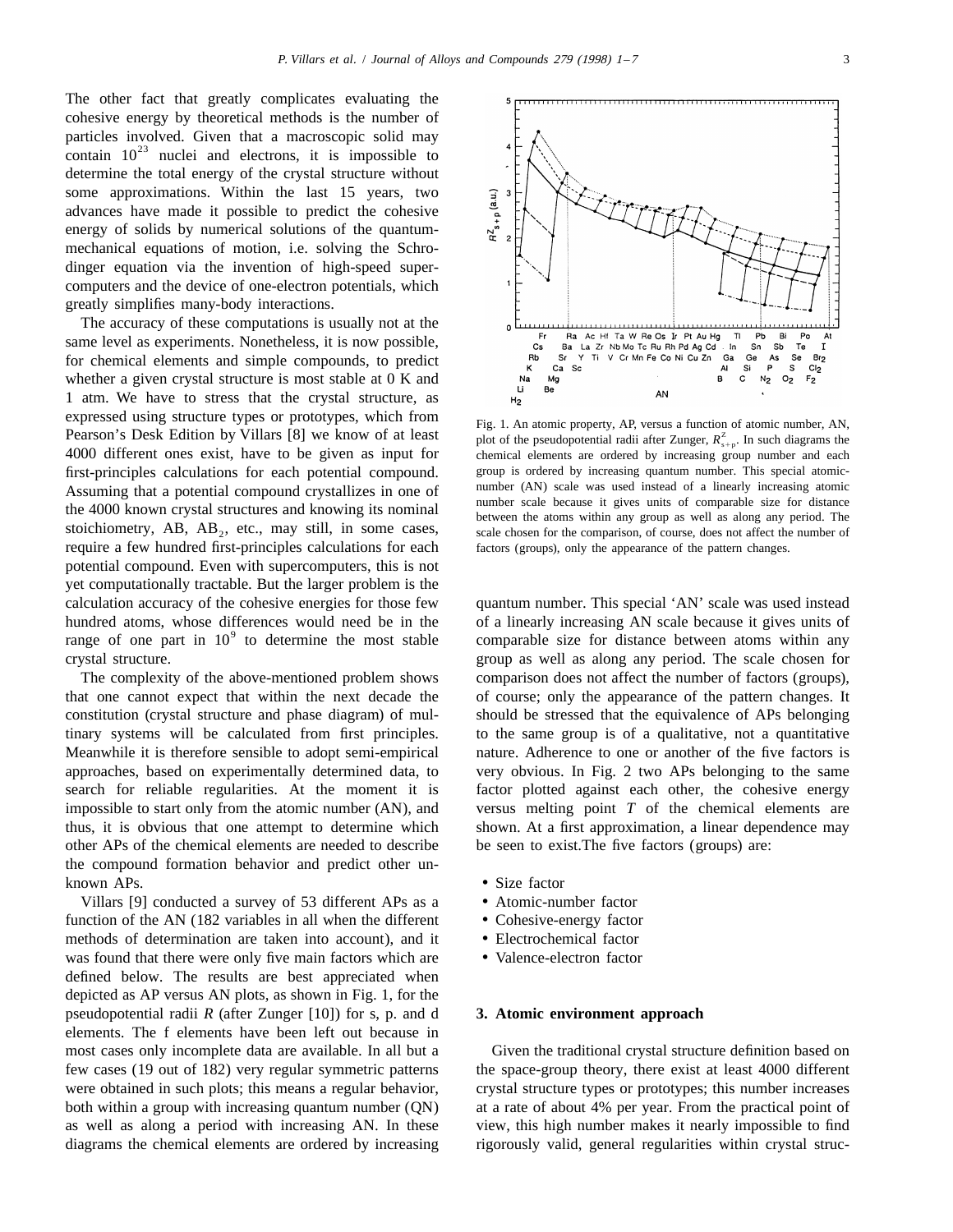The other fact that greatly complicates evaluating the cohesive energy by theoretical methods is the number of particles involved. Given that a macroscopic solid may contain $10^{23}$ nuclei and electrons, it is impossible to determine the total energy of the crystal structure without some approximations. Within the last 15 years, two advances have made it possible to predict the cohesive energy of solids by numerical solutions of the quantum-mechanical equations of motion, i.e. solving the Schrodinger equation via the invention of high-speed supercomputers and the device of one-electron potentials, which greatly simplifies many-body interactions.

The accuracy of these computations is usually not at the same level as experiments. Nonetheless, it is now possible, for chemical elements and simple compounds, to predict whether a given crystal structure is most stable at 0 K and 1 atm. We have to stress that the crystal structure, as expressed using structure types or prototypes, which from Pearson's Desk Edition by Villars [8] we know of at least 4000 different ones exist, have to be given as input for first-principles calculations for each potential compound. Assuming that a potential compound crystallizes in one of the 4000 known crystal structures and knowing its nominal stoichiometry, AB, $AB_2$, etc., may still, in some cases, require a few hundred first-principles calculations for each potential compound. Even with supercomputers, this is not yet computationally tractable. But the larger problem is the calculation accuracy of the cohesive energies for those few hundred atoms, whose differences would need be in the range of one part in $10^9$ to determine the most stable crystal structure.

The complexity of the above-mentioned problem shows that one cannot expect that within the next decade the constitution (crystal structure and phase diagram) of multinary systems will be calculated from first principles. Meanwhile it is therefore sensible to adopt semi-empirical approaches, based on experimentally determined data, to search for reliable regularities. At the moment it is impossible to start only from the atomic number (AN), and thus, it is obvious that one attempt to determine which other APs of the chemical elements are needed to describe the compound formation behavior and predict other unknown APs.

Villars [9] conducted a survey of 53 different APs as a function of the AN (182 variables in all when the different methods of determination are taken into account), and it was found that there were only five main factors which are defined below. The results are best appreciated when depicted as AP versus AN plots, as shown in Fig. 1, for the pseudopotential radii *R* (after Zunger [10]) for s, p. and d elements. The f elements have been left out because in most cases only incomplete data are available. In all but a few cases (19 out of 182) very regular symmetric patterns were obtained in such plots; this means a regular behavior, both within a group with increasing quantum number (QN) as well as along a period with increasing AN. In these diagrams the chemical elements are ordered by increasing

$R^Z_{s+p}$ (a.u.)

5
4
3
2
1
0

Fr Ra Ac Hf Ta W Re Os Ir Pt Au Hg Tl Pb Bi Po At
Cs Ba La Zr Nb Mo Tc Ru Rh Pd Ag Cd In Sn Sb Te I
Rb Sr Y Ti V Cr Mn Fe Co Ni Cu Zn Ga Ge As Se $Br_2$
K Ca Sc Al Si P S $Cl_2$
Na Mg B C $N_2$ $O_2$ $F_2$
Li Be
$H_2$

AN

Fig. 1. An atomic property, AP, versus a function of atomic number, AN, plot of the pseudopotential radii after Zunger, $R^Z_{s+p}$. In such diagrams the chemical elements are ordered by increasing group number and each group is ordered by increasing quantum number. This special atomic-number (AN) scale was used instead of a linearly increasing atomic number scale because it gives units of comparable size for distance between the atoms within any group as well as along any period. The scale chosen for the comparison, of course, does not affect the number of factors (groups), only the appearance of the pattern changes.

quantum number. This special 'AN' scale was used instead of a linearly increasing AN scale because it gives units of comparable size for distance between atoms within any group as well as along any period. The scale chosen for comparison does not affect the number of factors (groups), of course; only the appearance of the pattern changes. It should be stressed that the equivalence of APs belonging to the same group is of a qualitative, not a quantitative nature. Adherence to one or another of the five factors is very obvious. In Fig. 2 two APs belonging to the same factor plotted against each other, the cohesive energy versus melting point *T* of the chemical elements are shown. At a first approximation, a linear dependence may be seen to exist.The five factors (groups) are:

- Size factor
- Atomic-number factor
- Cohesive-energy factor
- Electrochemical factor
- Valence-electron factor

## 3. Atomic environment approach

Given the traditional crystal structure definition based on the space-group theory, there exist at least 4000 different crystal structure types or prototypes; this number increases at a rate of about 4% per year. From the practical point of view, this high number makes it nearly impossible to find rigorously valid, general regularities within crystal struc-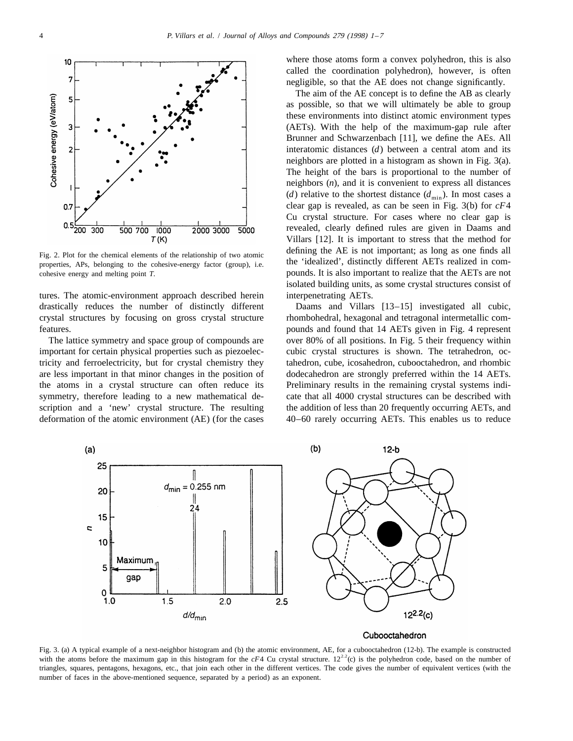Fig. 2. Plot for the chemical elements of the relationship of two atomic properties, APs, belonging to the cohesive-energy factor (group), i.e. cohesive energy and melting point *T*.

tures. The atomic-environment approach described herein drastically reduces the number of distinctly different crystal structures by focusing on gross crystal structure features.

The lattice symmetry and space group of compounds are important for certain physical properties such as piezoelectricity and ferroelectricity, but for crystal chemistry they are less important in that minor changes in the position of the atoms in a crystal structure can often reduce its symmetry, therefore leading to a new mathematical description and a 'new' crystal structure. The resulting deformation of the atomic environment (AE) (for the cases where those atoms form a convex polyhedron, this is also called the coordination polyhedron), however, is often negligible, so that the AE does not change significantly.

The aim of the AE concept is to define the AB as clearly as possible, so that we will ultimately be able to group these environments into distinct atomic environment types (AETs). With the help of the maximum-gap rule after Brunner and Schwarzenbach [11], we define the AEs. All interatomic distances ($d$) between a central atom and its neighbors are plotted in a histogram as shown in Fig. 3(a). The height of the bars is proportional to the number of neighbors ($n$), and it is convenient to express all distances ($d$) relative to the shortest distance ($d_{\text{min}}$). In most cases a clear gap is revealed, as can be seen in Fig. 3(b) for $cF4$ Cu crystal structure. For cases where no clear gap is revealed, clearly defined rules are given in Daams and Villars [12]. It is important to stress that the method for defining the AE is not important; as long as one finds all the 'idealized', distinctly different AETs realized in compounds. It is also important to realize that the AETs are not isolated building units, as some crystal structures consist of interpenetrating AETs.

Daams and Villars [13–15] investigated all cubic, rhombohedral, hexagonal and tetragonal intermetallic compounds and found that 14 AETs given in Fig. 4 represent over 80% of all positions. In Fig. 5 their frequency within cubic crystal structures is shown. The tetrahedron, octahedron, cube, icosahedron, cubooctahedron, and rhombic dodecahedron are strongly preferred within the 14 AETs. Preliminary results in the remaining crystal systems indicate that all 4000 crystal structures can be described with the addition of less than 20 frequently occurring AETs, and 40–60 rarely occurring AETs. This enables us to reduce

Fig. 3. (a) A typical example of a next-neighbor histogram and (b) the atomic environment, AE, for a cubooctahedron (12-b). The example is constructed with the atoms before the maximum gap in this histogram for the $cF4$ Cu crystal structure. $12^{2.2}$(c) is the polyhedron code, based on the number of triangles, squares, pentagons, hexagons, etc., that join each other in the different vertices. The code gives the number of equivalent vertices (with the number of faces in the above-mentioned sequence, separated by a period) as an exponent.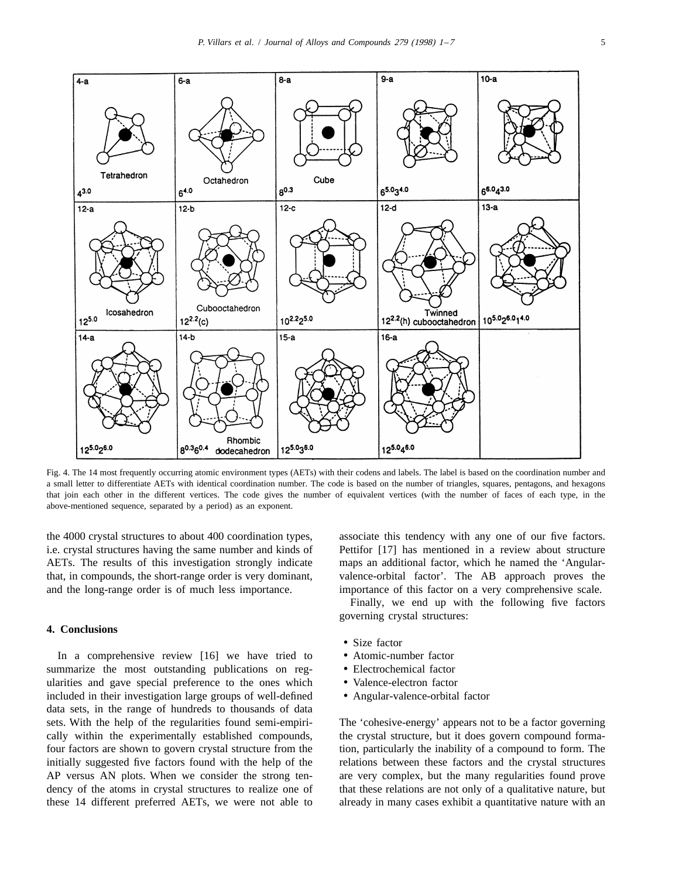Fig. 4. The 14 most frequently occurring atomic environment types (AETs) with their codens and labels. The label is based on the coordination number and a small letter to differentiate AETs with identical coordination number. The code is based on the number of triangles, squares, pentagons, and hexagons that join each other in the different vertices. The code gives the number of equivalent vertices (with the number of faces of each type, in the above-mentioned sequence, separated by a period) as an exponent.

the 4000 crystal structures to about 400 coordination types, i.e. crystal structures having the same number and kinds of AETs. The results of this investigation strongly indicate that, in compounds, the short-range order is very dominant, and the long-range order is of much less importance.

## 4. Conclusions

In a comprehensive review [16] we have tried to summarize the most outstanding publications on regularities and gave special preference to the ones which included in their investigation large groups of well-defined data sets, in the range of hundreds to thousands of data sets. With the help of the regularities found semi-empirically within the experimentally established compounds, four factors are shown to govern crystal structure from the initially suggested five factors found with the help of the AP versus AN plots. When we consider the strong tendency of the atoms in crystal structures to realize one of these 14 different preferred AETs, we were not able to associate this tendency with any one of our five factors. Pettifor [17] has mentioned in a review about structure maps an additional factor, which he named the 'Angular-valence-orbital factor'. The AB approach proves the importance of this factor on a very comprehensive scale.

Finally, we end up with the following five factors governing crystal structures:

- Size factor
- Atomic-number factor
- Electrochemical factor
- Valence-electron factor
- Angular-valence-orbital factor

The 'cohesive-energy' appears not to be a factor governing the crystal structure, but it does govern compound formation, particularly the inability of a compound to form. The relations between these factors and the crystal structures are very complex, but the many regularities found prove that these relations are not only of a qualitative nature, but already in many cases exhibit a quantitative nature with an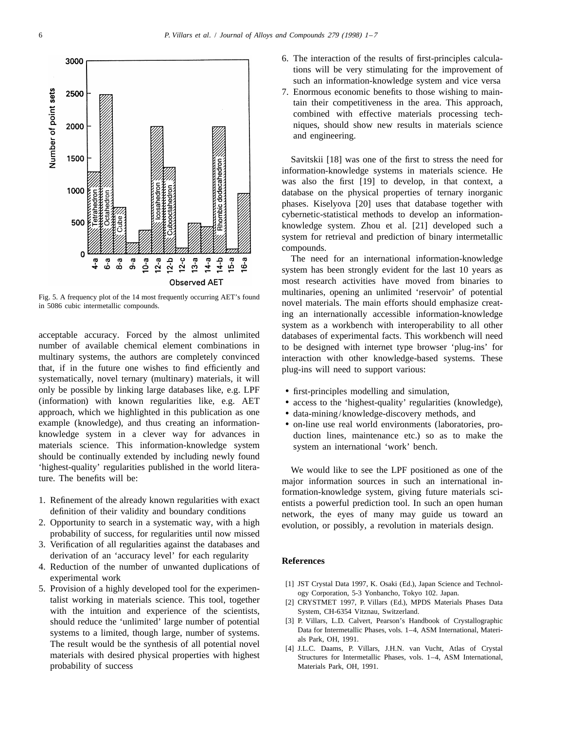Fig. 5. A frequency plot of the 14 most frequently occurring AET's found in 5086 cubic intermetallic compounds.

acceptable accuracy. Forced by the almost unlimited number of available chemical element combinations in multinary systems, the authors are completely convinced that, if in the future one wishes to find efficiently and systematically, novel ternary (multinary) materials, it will only be possible by linking large databases like, e.g. LPF (information) with known regularities like, e.g. AET approach, which we highlighted in this publication as one example (knowledge), and thus creating an information-knowledge system in a clever way for advances in materials science. This information-knowledge system should be continually extended by including newly found 'highest-quality' regularities published in the world literature. The benefits will be:

1. Refinement of the already known regularities with exact definition of their validity and boundary conditions
2. Opportunity to search in a systematic way, with a high probability of success, for regularities until now missed
3. Verification of all regularities against the databases and derivation of an 'accuracy level' for each regularity
4. Reduction of the number of unwanted duplications of experimental work
5. Provision of a highly developed tool for the experimentalist working in materials science. This tool, together with the intuition and experience of the scientists, should reduce the 'unlimited' large number of potential systems to a limited, though large, number of systems. The result would be the synthesis of all potential novel materials with desired physical properties with highest probability of success
6. The interaction of the results of first-principles calculations will be very stimulating for the improvement of such an information-knowledge system and vice versa
7. Enormous economic benefits to those wishing to maintain their competitiveness in the area. This approach, combined with effective materials processing techniques, should show new results in materials science and engineering.

Savitskii [18] was one of the first to stress the need for information-knowledge systems in materials science. He was also the first [19] to develop, in that context, a database on the physical properties of ternary inorganic phases. Kiselyova [20] uses that database together with cybernetic-statistical methods to develop an information-knowledge system. Zhou et al. [21] developed such a system for retrieval and prediction of binary intermetallic compounds.

The need for an international information-knowledge system has been strongly evident for the last 10 years as most research activities have moved from binaries to multinaries, opening an unlimited 'reservoir' of potential novel materials. The main efforts should emphasize creating an internationally accessible information-knowledge system as a workbench with interoperability to all other databases of experimental facts. This workbench will need to be designed with internet type browser 'plug-ins' for interaction with other knowledge-based systems. These plug-ins will need to support various:

- first-principles modelling and simulation,
- access to the 'highest-quality' regularities (knowledge),
- data-mining/knowledge-discovery methods, and
- on-line use real world environments (laboratories, production lines, maintenance etc.) so as to make the system an international 'work' bench.

We would like to see the LPF positioned as one of the major information sources in such an international information-knowledge system, giving future materials scientists a powerful prediction tool. In such an open human network, the eyes of many may guide us toward an evolution, or possibly, a revolution in materials design.

## References

[1] JST Crystal Data 1997, K. Osaki (Ed.), Japan Science and Technology Corporation, 5-3 Yonbancho, Tokyo 102. Japan.

[2] CRYSTMET 1997, P. Villars (Ed.), MPDS Materials Phases Data System, CH-6354 Vitznau, Switzerland.

[3] P. Villars, L.D. Calvert, Pearson's Handbook of Crystallographic Data for Intermetallic Phases, vols. 1–4, ASM International, Materials Park, OH, 1991.

[4] J.L.C. Daams, P. Villars, J.H.N. van Vucht, Atlas of Crystal Structures for Intermetallic Phases, vols. 1–4, ASM International, Materials Park, OH, 1991.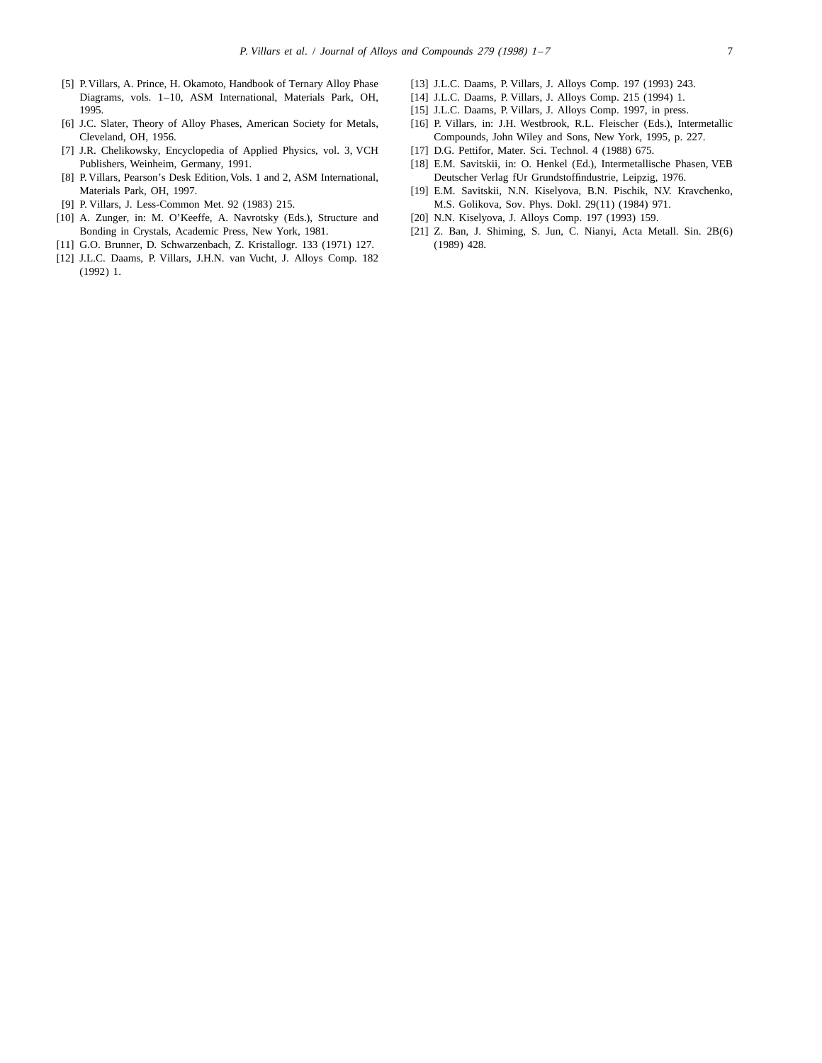[5] P. Villars, A. Prince, H. Okamoto, Handbook of Ternary Alloy Phase Diagrams, vols. 1–10, ASM International, Materials Park, OH, 1995.

[6] J.C. Slater, Theory of Alloy Phases, American Society for Metals, Cleveland, OH, 1956.

[7] J.R. Chelikowsky, Encyclopedia of Applied Physics, vol. 3, VCH Publishers, Weinheim, Germany, 1991.

[8] P. Villars, Pearson's Desk Edition, Vols. 1 and 2, ASM International, Materials Park, OH, 1997.

[9] P. Villars, J. Less-Common Met. 92 (1983) 215.

[10] A. Zunger, in: M. O'Keeffe, A. Navrotsky (Eds.), Structure and Bonding in Crystals, Academic Press, New York, 1981.

[11] G.O. Brunner, D. Schwarzenbach, Z. Kristallogr. 133 (1971) 127.

[12] J.L.C. Daams, P. Villars, J.H.N. van Vucht, J. Alloys Comp. 182 (1992) 1.

[13] J.L.C. Daams, P. Villars, J. Alloys Comp. 197 (1993) 243.

[14] J.L.C. Daams, P. Villars, J. Alloys Comp. 215 (1994) 1.

[15] J.L.C. Daams, P. Villars, J. Alloys Comp. 1997, in press.

[16] P. Villars, in: J.H. Westbrook, R.L. Fleischer (Eds.), Intermetallic Compounds, John Wiley and Sons, New York, 1995, p. 227.

[17] D.G. Pettifor, Mater. Sci. Technol. 4 (1988) 675.

[18] E.M. Savitskii, in: O. Henkel (Ed.), Intermetallische Phasen, VEB Deutscher Verlag fUr Grundstoffindustrie, Leipzig, 1976.

[19] E.M. Savitskii, N.N. Kiselyova, B.N. Pischik, N.V. Kravchenko, M.S. Golikova, Sov. Phys. Dokl. 29(11) (1984) 971.

[20] N.N. Kiselyova, J. Alloys Comp. 197 (1993) 159.

[21] Z. Ban, J. Shiming, S. Jun, C. Nianyi, Acta Metall. Sin. 2B(6) (1989) 428.